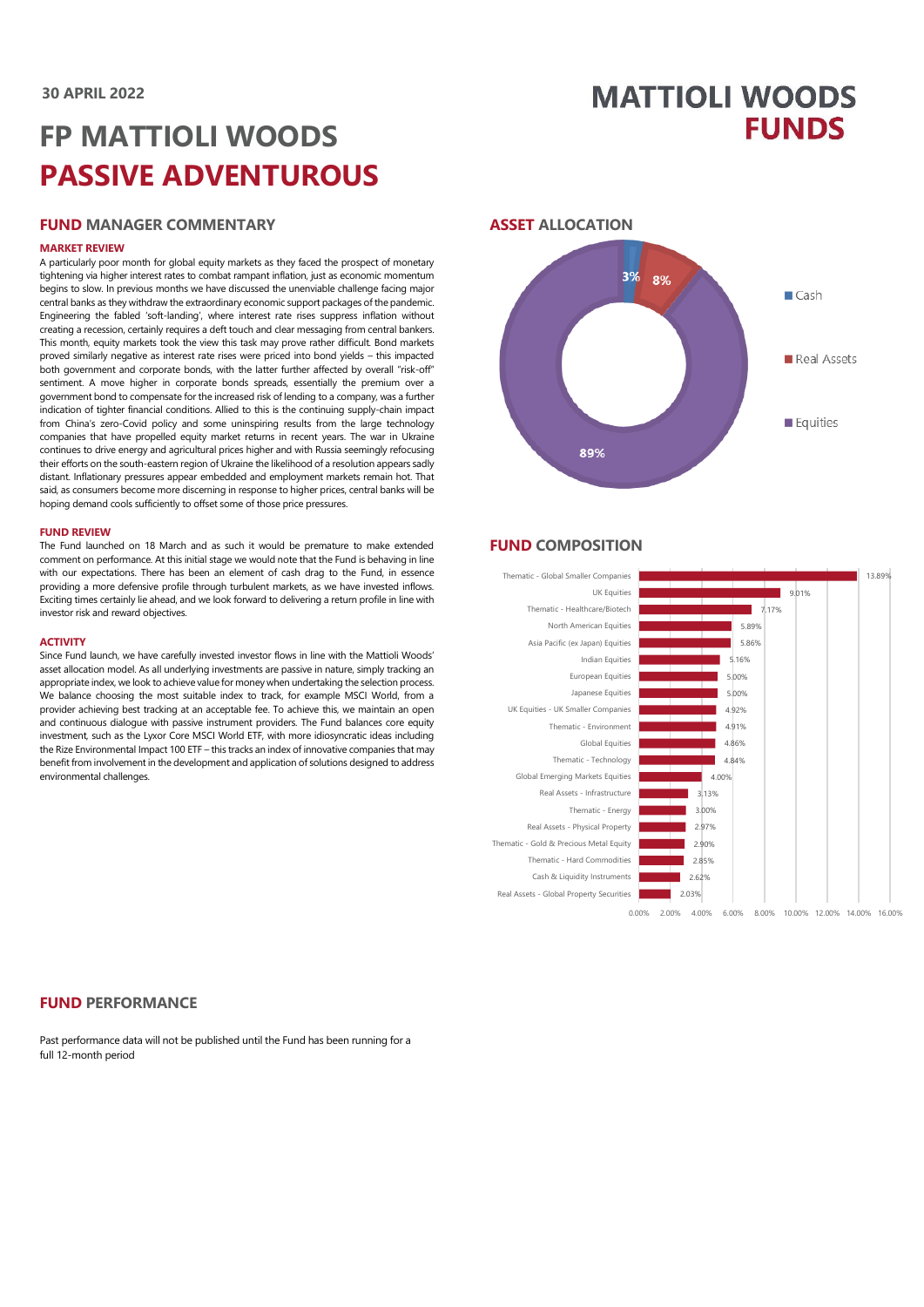30 APRIL 2022

# FP MATTIOLI WOODS PASSIVE ADVENTUROUS

MATTIOLI WOODS FUNDS

## FUND MANAGER COMMENTARY

### MARKET REVIEW

A particularly poor month for global equity markets as they faced the prospect of monetary tightening via higher interest rates to combat rampant inflation, just as economic momentum begins to slow. In previous months we have discussed the unenviable challenge facing major central banks as they withdraw the extraordinary economic support packages of the pandemic. Engineering the fabled 'soft-landing', where interest rate rises suppress inflation without creating a recession, certainly requires a deft touch and clear messaging from central bankers. This month, equity markets took the view this task may prove rather difficult. Bond markets proved similarly negative as interest rate rises were priced into bond yields – this impacted both government and corporate bonds, with the latter further affected by overall "risk-off" sentiment. A move higher in corporate bonds spreads, essentially the premium over a government bond to compensate for the increased risk of lending to a company, was a further indication of tighter financial conditions. Allied to this is the continuing supply-chain impact from China's zero-Covid policy and some uninspiring results from the large technology companies that have propelled equity market returns in recent years. The war in Ukraine continues to drive energy and agricultural prices higher and with Russia seemingly refocusing their efforts on the south-eastern region of Ukraine the likelihood of a resolution appears sadly distant. Inflationary pressures appear embedded and employment markets remain hot. That said, as consumers become more discerning in response to higher prices, central banks will be hoping demand cools sufficiently to offset some of those price pressures.

### FUND REVIEW

The Fund launched on 18 March and as such it would be premature to make extended comment on performance. At this initial stage we would note that the Fund is behaving in line with our expectations. There has been an element of cash drag to the Fund, in essence providing a more defensive profile through turbulent markets, as we have invested inflows. Exciting times certainly lie ahead, and we look forward to delivering a return profile in line with investor risk and reward objectives.

### ACTIVITY

Since Fund launch, we have carefully invested investor flows in line with the Mattioli Woods' asset allocation model. As all underlying investments are passive in nature, simply tracking an appropriate index, we look to achieve value for money when undertaking the selection process. We balance choosing the most suitable index to track, for example MSCI World, from a provider achieving best tracking at an acceptable fee. To achieve this, we maintain an open and continuous dialogue with passive instrument providers. The Fund balances core equity investment, such as the Lyxor Core MSCI World ETF, with more idiosyncratic ideas including the Rize Environmental Impact 100 ETF – this tracks an index of innovative companies that may benefit from involvement in the development and application of solutions designed to address environmental challenges.

## ASSET ALLOCATION

| Asset | Allocation |
|---|---|
| Cash | 3% |
| Real Assets | 8% |
| Equities | 89% |

## FUND COMPOSITION

| Holding | Weight |
|---|---|
| Thematic - Global Smaller Companies | 13.89% |
| UK Equities | 9.01% |
| Thematic - Healthcare/Biotech | 7.17% |
| North American Equities | 5.89% |
| Asia Pacific (ex Japan) Equities | 5.86% |
| Indian Equities | 5.16% |
| European Equities | 5.00% |
| Japanese Equities | 5.00% |
| UK Equities - UK Smaller Companies | 4.92% |
| Thematic - Environment | 4.91% |
| Global Equities | 4.86% |
| Thematic - Technology | 4.84% |
| Global Emerging Markets Equities | 4.00% |
| Real Assets - Infrastructure | 3.13% |
| Thematic - Energy | 3.00% |
| Real Assets - Physical Property | 2.97% |
| Thematic - Gold & Precious Metal Equity | 2.90% |
| Thematic - Hard Commodities | 2.85% |
| Cash & Liquidity Instruments | 2.62% |
| Real Assets - Global Property Securities | 2.03% |

## FUND PERFORMANCE

Past performance data will not be published until the Fund has been running for a full 12-month period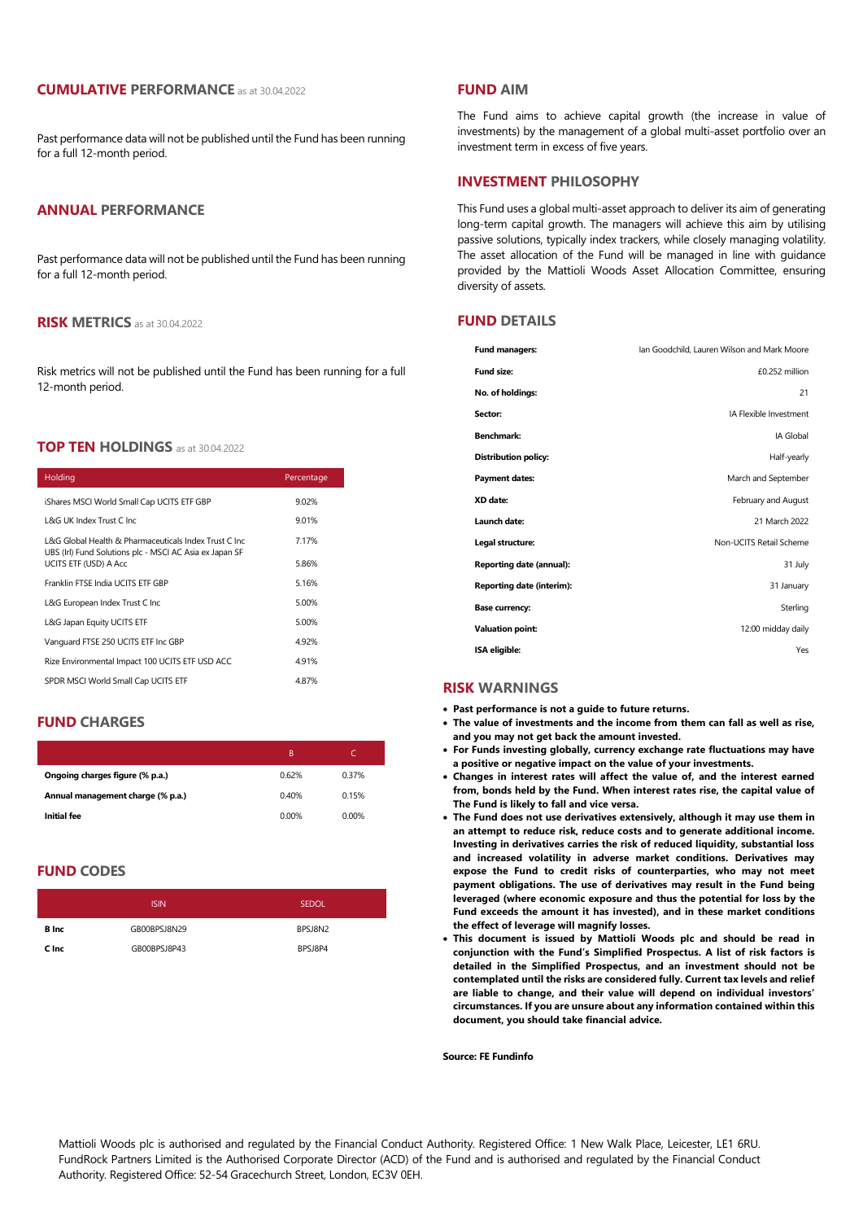## CUMULATIVE PERFORMANCE as at 30.04.2022

Past performance data will not be published until the Fund has been running for a full 12-month period.

## ANNUAL PERFORMANCE

Past performance data will not be published until the Fund has been running for a full 12-month period.

## RISK METRICS as at 30.04.2022

Risk metrics will not be published until the Fund has been running for a full 12-month period.

## TOP TEN HOLDINGS as at 30.04.2022

| Holding | Percentage |
|---|---|
| iShares MSCI World Small Cap UCITS ETF GBP | 9.02% |
| L&G UK Index Trust C Inc | 9.01% |
| L&G Global Health & Pharmaceuticals Index Trust C Inc | 7.17% |
| UBS (Irl) Fund Solutions plc - MSCI AC Asia ex Japan SF UCITS ETF (USD) A Acc | 5.86% |
| Franklin FTSE India UCITS ETF GBP | 5.16% |
| L&G European Index Trust C Inc | 5.00% |
| L&G Japan Equity UCITS ETF | 5.00% |
| Vanguard FTSE 250 UCITS ETF Inc GBP | 4.92% |
| Rize Environmental Impact 100 UCITS ETF USD ACC | 4.91% |
| SPDR MSCI World Small Cap UCITS ETF | 4.87% |

## FUND CHARGES

| | B | C |
|---|---|---|
| **Ongoing charges figure (% p.a.)** | 0.62% | 0.37% |
| **Annual management charge (% p.a.)** | 0.40% | 0.15% |
| **Initial fee** | 0.00% | 0.00% |

## FUND CODES

| | ISIN | SEDOL |
|---|---|---|
| **B Inc** | GB00BPSJ8N29 | BPSJ8N2 |
| **C Inc** | GB00BPSJ8P43 | BPSJ8P4 |

## FUND AIM

The Fund aims to achieve capital growth (the increase in value of investments) by the management of a global multi-asset portfolio over an investment term in excess of five years.

## INVESTMENT PHILOSOPHY

This Fund uses a global multi-asset approach to deliver its aim of generating long-term capital growth. The managers will achieve this aim by utilising passive solutions, typically index trackers, while closely managing volatility. The asset allocation of the Fund will be managed in line with guidance provided by the Mattioli Woods Asset Allocation Committee, ensuring diversity of assets.

## FUND DETAILS

| | |
|---|---|
| **Fund managers:** | Ian Goodchild, Lauren Wilson and Mark Moore |
| **Fund size:** | £0.252 million |
| **No. of holdings:** | 21 |
| **Sector:** | IA Flexible Investment |
| **Benchmark:** | IA Global |
| **Distribution policy:** | Half-yearly |
| **Payment dates:** | March and September |
| **XD date:** | February and August |
| **Launch date:** | 21 March 2022 |
| **Legal structure:** | Non-UCITS Retail Scheme |
| **Reporting date (annual):** | 31 July |
| **Reporting date (interim):** | 31 January |
| **Base currency:** | Sterling |
| **Valuation point:** | 12:00 midday daily |
| **ISA eligible:** | Yes |

## RISK WARNINGS

- **Past performance is not a guide to future returns.**
- **The value of investments and the income from them can fall as well as rise, and you may not get back the amount invested.**
- **For Funds investing globally, currency exchange rate fluctuations may have a positive or negative impact on the value of your investments.**
- **Changes in interest rates will affect the value of, and the interest earned from, bonds held by the Fund. When interest rates rise, the capital value of The Fund is likely to fall and vice versa.**
- **The Fund does not use derivatives extensively, although it may use them in an attempt to reduce risk, reduce costs and to generate additional income. Investing in derivatives carries the risk of reduced liquidity, substantial loss and increased volatility in adverse market conditions. Derivatives may expose the Fund to credit risks of counterparties, who may not meet payment obligations. The use of derivatives may result in the Fund being leveraged (where economic exposure and thus the potential for loss by the Fund exceeds the amount it has invested), and in these market conditions the effect of leverage will magnify losses.**
- **This document is issued by Mattioli Woods plc and should be read in conjunction with the Fund's Simplified Prospectus. A list of risk factors is detailed in the Simplified Prospectus, and an investment should not be contemplated until the risks are considered fully. Current tax levels and relief are liable to change, and their value will depend on individual investors' circumstances. If you are unsure about any information contained within this document, you should take financial advice.**

**Source: FE Fundinfo**

Mattioli Woods plc is authorised and regulated by the Financial Conduct Authority. Registered Office: 1 New Walk Place, Leicester, LE1 6RU. FundRock Partners Limited is the Authorised Corporate Director (ACD) of the Fund and is authorised and regulated by the Financial Conduct Authority. Registered Office: 52-54 Gracechurch Street, London, EC3V 0EH.